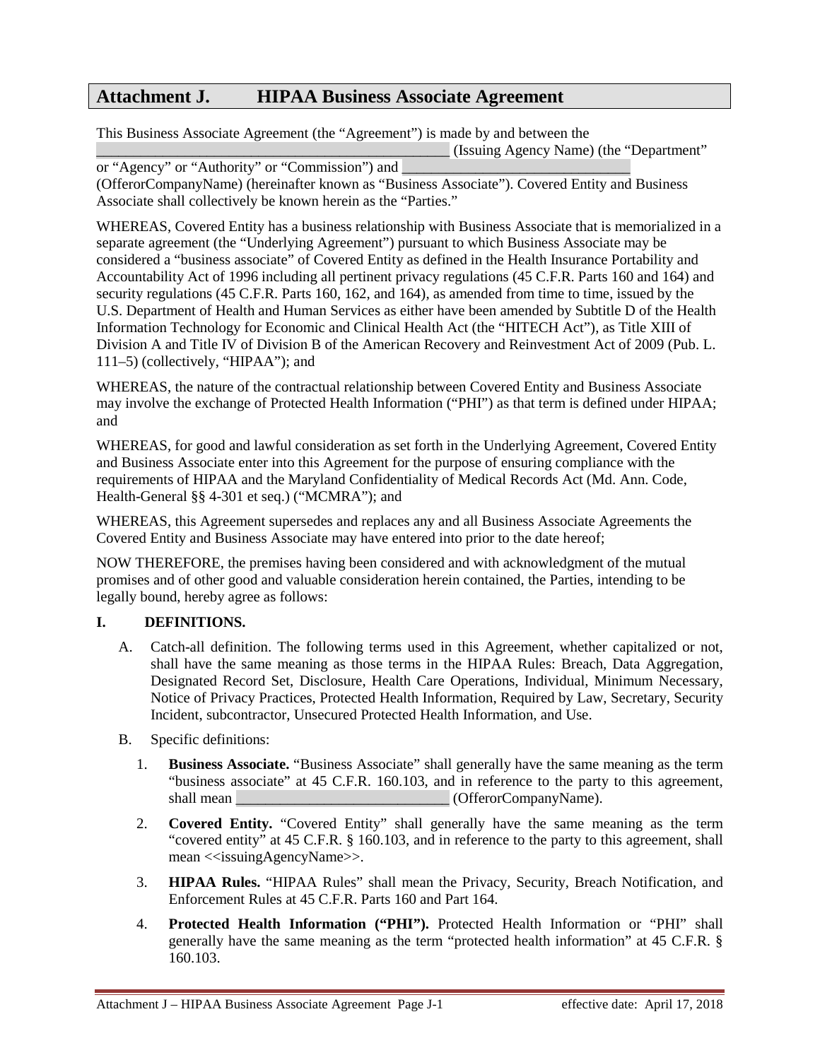## Attachment J. HIPAA Business Associate Agreement

This Business Associate Agreement (the "Agreement") is made by and between the _______________________________________________ (Issuing Agency Name) (the "Department" or "Agency" or "Authority" or "Commission") and ______________________________ (OfferorCompanyName) (hereinafter known as "Business Associate"). Covered Entity and Business Associate shall collectively be known herein as the "Parties."

WHEREAS, Covered Entity has a business relationship with Business Associate that is memorialized in a separate agreement (the "Underlying Agreement") pursuant to which Business Associate may be considered a "business associate" of Covered Entity as defined in the Health Insurance Portability and Accountability Act of 1996 including all pertinent privacy regulations (45 C.F.R. Parts 160 and 164) and security regulations (45 C.F.R. Parts 160, 162, and 164), as amended from time to time, issued by the U.S. Department of Health and Human Services as either have been amended by Subtitle D of the Health Information Technology for Economic and Clinical Health Act (the "HITECH Act"), as Title XIII of Division A and Title IV of Division B of the American Recovery and Reinvestment Act of 2009 (Pub. L. 111–5) (collectively, "HIPAA"); and

WHEREAS, the nature of the contractual relationship between Covered Entity and Business Associate may involve the exchange of Protected Health Information ("PHI") as that term is defined under HIPAA; and

WHEREAS, for good and lawful consideration as set forth in the Underlying Agreement, Covered Entity and Business Associate enter into this Agreement for the purpose of ensuring compliance with the requirements of HIPAA and the Maryland Confidentiality of Medical Records Act (Md. Ann. Code, Health-General §§ 4-301 et seq.) ("MCMRA"); and

WHEREAS, this Agreement supersedes and replaces any and all Business Associate Agreements the Covered Entity and Business Associate may have entered into prior to the date hereof;

NOW THEREFORE, the premises having been considered and with acknowledgment of the mutual promises and of other good and valuable consideration herein contained, the Parties, intending to be legally bound, hereby agree as follows:

### I. DEFINITIONS.

A. Catch-all definition. The following terms used in this Agreement, whether capitalized or not, shall have the same meaning as those terms in the HIPAA Rules: Breach, Data Aggregation, Designated Record Set, Disclosure, Health Care Operations, Individual, Minimum Necessary, Notice of Privacy Practices, Protected Health Information, Required by Law, Secretary, Security Incident, subcontractor, Unsecured Protected Health Information, and Use.

B. Specific definitions:

1. **Business Associate.** "Business Associate" shall generally have the same meaning as the term "business associate" at 45 C.F.R. 160.103, and in reference to the party to this agreement, shall mean ____________________________ (OfferorCompanyName).

2. **Covered Entity.** "Covered Entity" shall generally have the same meaning as the term "covered entity" at 45 C.F.R. § 160.103, and in reference to the party to this agreement, shall mean <<issuingAgencyName>>.

3. **HIPAA Rules.** "HIPAA Rules" shall mean the Privacy, Security, Breach Notification, and Enforcement Rules at 45 C.F.R. Parts 160 and Part 164.

4. **Protected Health Information ("PHI").** Protected Health Information or "PHI" shall generally have the same meaning as the term "protected health information" at 45 C.F.R. § 160.103.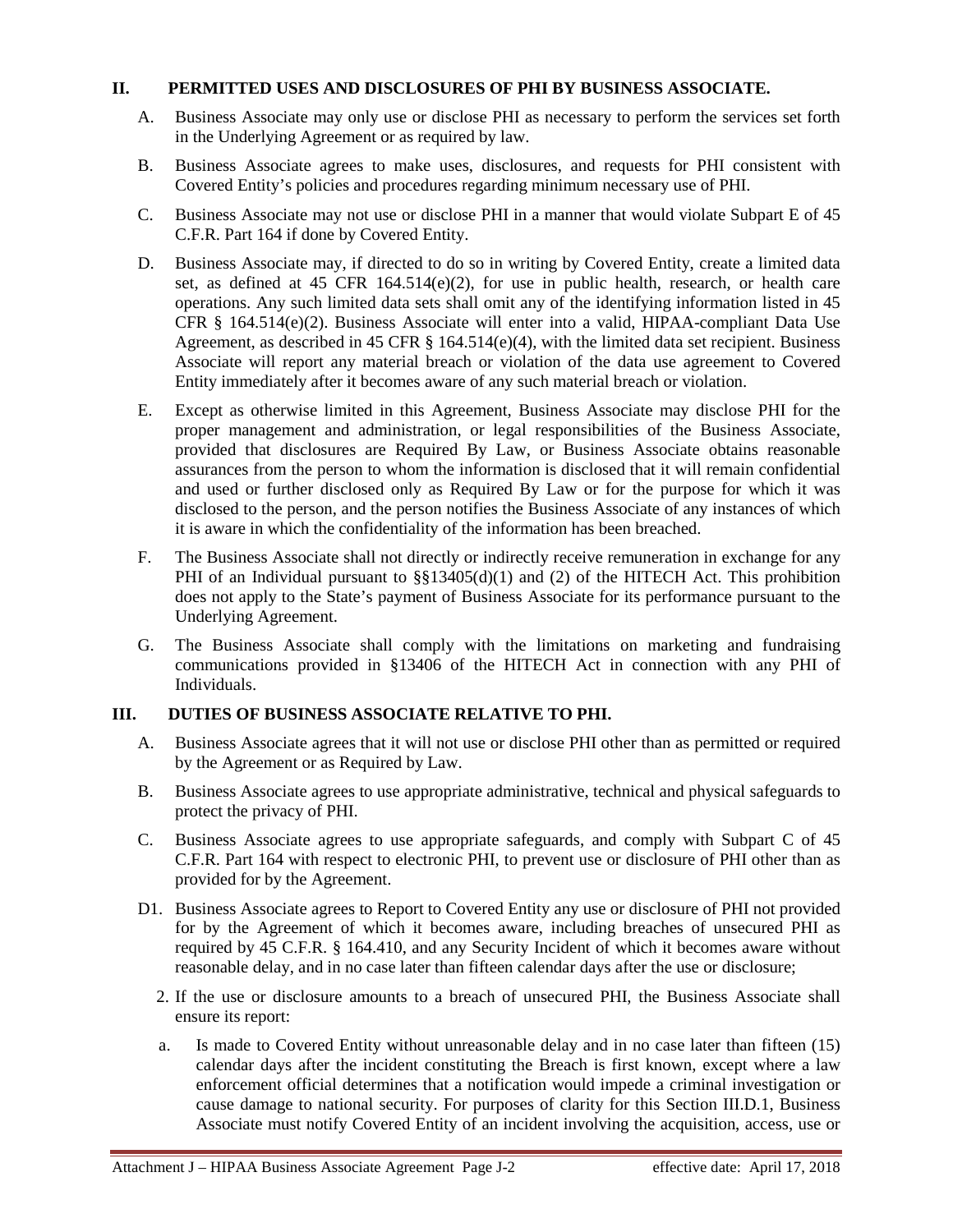## II. PERMITTED USES AND DISCLOSURES OF PHI BY BUSINESS ASSOCIATE.

A. Business Associate may only use or disclose PHI as necessary to perform the services set forth in the Underlying Agreement or as required by law.

B. Business Associate agrees to make uses, disclosures, and requests for PHI consistent with Covered Entity's policies and procedures regarding minimum necessary use of PHI.

C. Business Associate may not use or disclose PHI in a manner that would violate Subpart E of 45 C.F.R. Part 164 if done by Covered Entity.

D. Business Associate may, if directed to do so in writing by Covered Entity, create a limited data set, as defined at 45 CFR 164.514(e)(2), for use in public health, research, or health care operations. Any such limited data sets shall omit any of the identifying information listed in 45 CFR § 164.514(e)(2). Business Associate will enter into a valid, HIPAA-compliant Data Use Agreement, as described in 45 CFR § 164.514(e)(4), with the limited data set recipient. Business Associate will report any material breach or violation of the data use agreement to Covered Entity immediately after it becomes aware of any such material breach or violation.

E. Except as otherwise limited in this Agreement, Business Associate may disclose PHI for the proper management and administration, or legal responsibilities of the Business Associate, provided that disclosures are Required By Law, or Business Associate obtains reasonable assurances from the person to whom the information is disclosed that it will remain confidential and used or further disclosed only as Required By Law or for the purpose for which it was disclosed to the person, and the person notifies the Business Associate of any instances of which it is aware in which the confidentiality of the information has been breached.

F. The Business Associate shall not directly or indirectly receive remuneration in exchange for any PHI of an Individual pursuant to §§13405(d)(1) and (2) of the HITECH Act. This prohibition does not apply to the State's payment of Business Associate for its performance pursuant to the Underlying Agreement.

G. The Business Associate shall comply with the limitations on marketing and fundraising communications provided in §13406 of the HITECH Act in connection with any PHI of Individuals.

## III. DUTIES OF BUSINESS ASSOCIATE RELATIVE TO PHI.

A. Business Associate agrees that it will not use or disclose PHI other than as permitted or required by the Agreement or as Required by Law.

B. Business Associate agrees to use appropriate administrative, technical and physical safeguards to protect the privacy of PHI.

C. Business Associate agrees to use appropriate safeguards, and comply with Subpart C of 45 C.F.R. Part 164 with respect to electronic PHI, to prevent use or disclosure of PHI other than as provided for by the Agreement.

D1. Business Associate agrees to Report to Covered Entity any use or disclosure of PHI not provided for by the Agreement of which it becomes aware, including breaches of unsecured PHI as required by 45 C.F.R. § 164.410, and any Security Incident of which it becomes aware without reasonable delay, and in no case later than fifteen calendar days after the use or disclosure;

2. If the use or disclosure amounts to a breach of unsecured PHI, the Business Associate shall ensure its report:

a. Is made to Covered Entity without unreasonable delay and in no case later than fifteen (15) calendar days after the incident constituting the Breach is first known, except where a law enforcement official determines that a notification would impede a criminal investigation or cause damage to national security. For purposes of clarity for this Section III.D.1, Business Associate must notify Covered Entity of an incident involving the acquisition, access, use or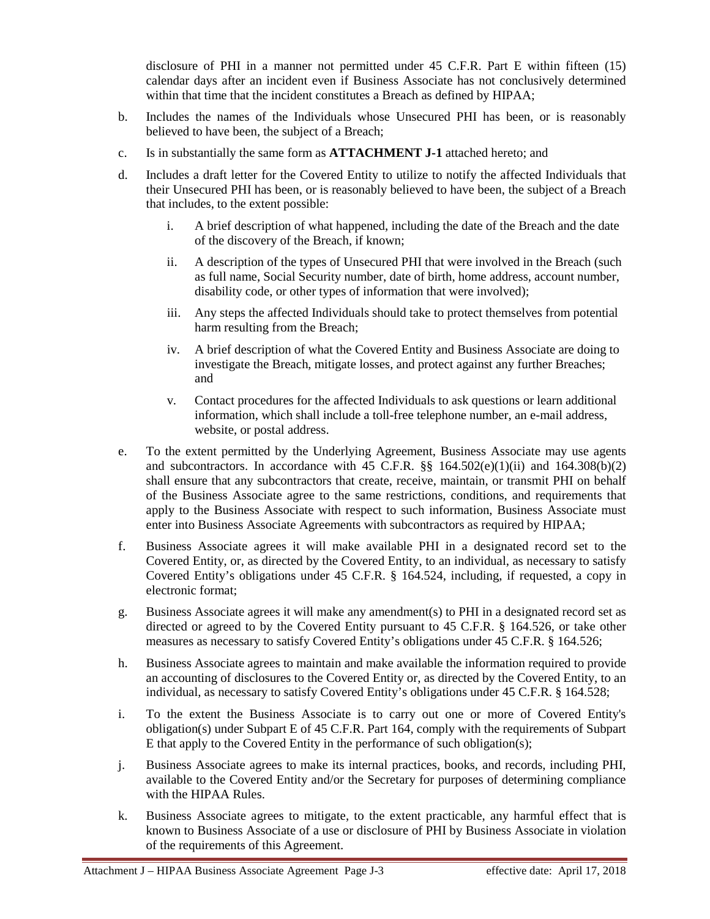disclosure of PHI in a manner not permitted under 45 C.F.R. Part E within fifteen (15) calendar days after an incident even if Business Associate has not conclusively determined within that time that the incident constitutes a Breach as defined by HIPAA;

b. Includes the names of the Individuals whose Unsecured PHI has been, or is reasonably believed to have been, the subject of a Breach;

c. Is in substantially the same form as **ATTACHMENT J-1** attached hereto; and

d. Includes a draft letter for the Covered Entity to utilize to notify the affected Individuals that their Unsecured PHI has been, or is reasonably believed to have been, the subject of a Breach that includes, to the extent possible:

   i. A brief description of what happened, including the date of the Breach and the date of the discovery of the Breach, if known;

   ii. A description of the types of Unsecured PHI that were involved in the Breach (such as full name, Social Security number, date of birth, home address, account number, disability code, or other types of information that were involved);

   iii. Any steps the affected Individuals should take to protect themselves from potential harm resulting from the Breach;

   iv. A brief description of what the Covered Entity and Business Associate are doing to investigate the Breach, mitigate losses, and protect against any further Breaches; and

   v. Contact procedures for the affected Individuals to ask questions or learn additional information, which shall include a toll-free telephone number, an e-mail address, website, or postal address.

e. To the extent permitted by the Underlying Agreement, Business Associate may use agents and subcontractors. In accordance with 45 C.F.R. §§ 164.502(e)(1)(ii) and 164.308(b)(2) shall ensure that any subcontractors that create, receive, maintain, or transmit PHI on behalf of the Business Associate agree to the same restrictions, conditions, and requirements that apply to the Business Associate with respect to such information, Business Associate must enter into Business Associate Agreements with subcontractors as required by HIPAA;

f. Business Associate agrees it will make available PHI in a designated record set to the Covered Entity, or, as directed by the Covered Entity, to an individual, as necessary to satisfy Covered Entity's obligations under 45 C.F.R. § 164.524, including, if requested, a copy in electronic format;

g. Business Associate agrees it will make any amendment(s) to PHI in a designated record set as directed or agreed to by the Covered Entity pursuant to 45 C.F.R. § 164.526, or take other measures as necessary to satisfy Covered Entity's obligations under 45 C.F.R. § 164.526;

h. Business Associate agrees to maintain and make available the information required to provide an accounting of disclosures to the Covered Entity or, as directed by the Covered Entity, to an individual, as necessary to satisfy Covered Entity's obligations under 45 C.F.R. § 164.528;

i. To the extent the Business Associate is to carry out one or more of Covered Entity's obligation(s) under Subpart E of 45 C.F.R. Part 164, comply with the requirements of Subpart E that apply to the Covered Entity in the performance of such obligation(s);

j. Business Associate agrees to make its internal practices, books, and records, including PHI, available to the Covered Entity and/or the Secretary for purposes of determining compliance with the HIPAA Rules.

k. Business Associate agrees to mitigate, to the extent practicable, any harmful effect that is known to Business Associate of a use or disclosure of PHI by Business Associate in violation of the requirements of this Agreement.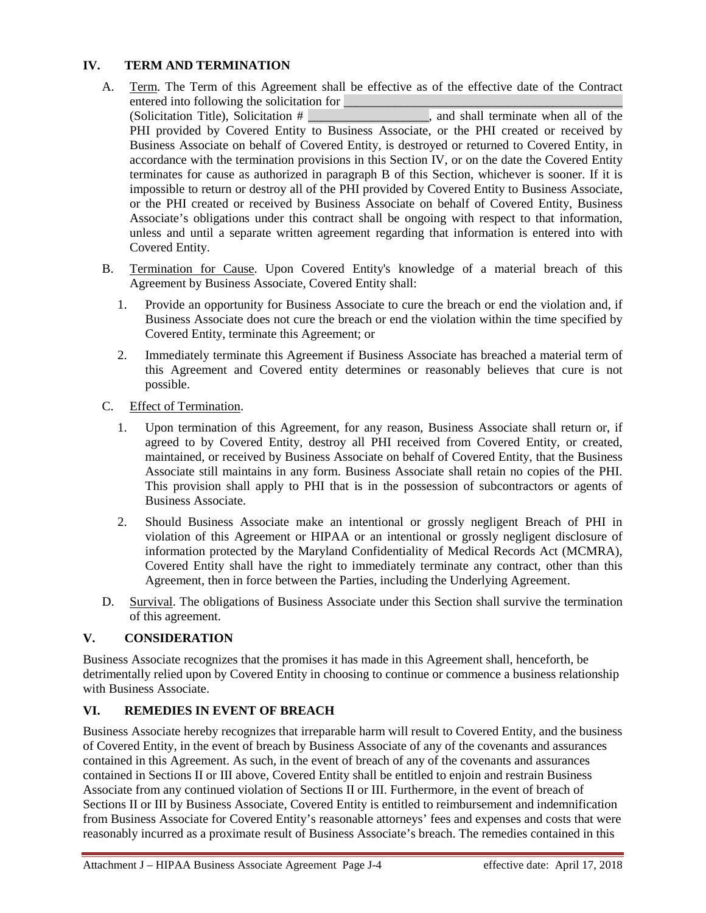## IV. TERM AND TERMINATION

A. Term. The Term of this Agreement shall be effective as of the effective date of the Contract entered into following the solicitation for ___________________________________________ (Solicitation Title), Solicitation # ___________________, and shall terminate when all of the PHI provided by Covered Entity to Business Associate, or the PHI created or received by Business Associate on behalf of Covered Entity, is destroyed or returned to Covered Entity, in accordance with the termination provisions in this Section IV, or on the date the Covered Entity terminates for cause as authorized in paragraph B of this Section, whichever is sooner. If it is impossible to return or destroy all of the PHI provided by Covered Entity to Business Associate, or the PHI created or received by Business Associate on behalf of Covered Entity, Business Associate's obligations under this contract shall be ongoing with respect to that information, unless and until a separate written agreement regarding that information is entered into with Covered Entity.

B. Termination for Cause. Upon Covered Entity's knowledge of a material breach of this Agreement by Business Associate, Covered Entity shall:

1. Provide an opportunity for Business Associate to cure the breach or end the violation and, if Business Associate does not cure the breach or end the violation within the time specified by Covered Entity, terminate this Agreement; or

2. Immediately terminate this Agreement if Business Associate has breached a material term of this Agreement and Covered entity determines or reasonably believes that cure is not possible.

C. Effect of Termination.

1. Upon termination of this Agreement, for any reason, Business Associate shall return or, if agreed to by Covered Entity, destroy all PHI received from Covered Entity, or created, maintained, or received by Business Associate on behalf of Covered Entity, that the Business Associate still maintains in any form. Business Associate shall retain no copies of the PHI. This provision shall apply to PHI that is in the possession of subcontractors or agents of Business Associate.

2. Should Business Associate make an intentional or grossly negligent Breach of PHI in violation of this Agreement or HIPAA or an intentional or grossly negligent disclosure of information protected by the Maryland Confidentiality of Medical Records Act (MCMRA), Covered Entity shall have the right to immediately terminate any contract, other than this Agreement, then in force between the Parties, including the Underlying Agreement.

D. Survival. The obligations of Business Associate under this Section shall survive the termination of this agreement.

## V. CONSIDERATION

Business Associate recognizes that the promises it has made in this Agreement shall, henceforth, be detrimentally relied upon by Covered Entity in choosing to continue or commence a business relationship with Business Associate.

## VI. REMEDIES IN EVENT OF BREACH

Business Associate hereby recognizes that irreparable harm will result to Covered Entity, and the business of Covered Entity, in the event of breach by Business Associate of any of the covenants and assurances contained in this Agreement. As such, in the event of breach of any of the covenants and assurances contained in Sections II or III above, Covered Entity shall be entitled to enjoin and restrain Business Associate from any continued violation of Sections II or III. Furthermore, in the event of breach of Sections II or III by Business Associate, Covered Entity is entitled to reimbursement and indemnification from Business Associate for Covered Entity's reasonable attorneys' fees and expenses and costs that were reasonably incurred as a proximate result of Business Associate's breach. The remedies contained in this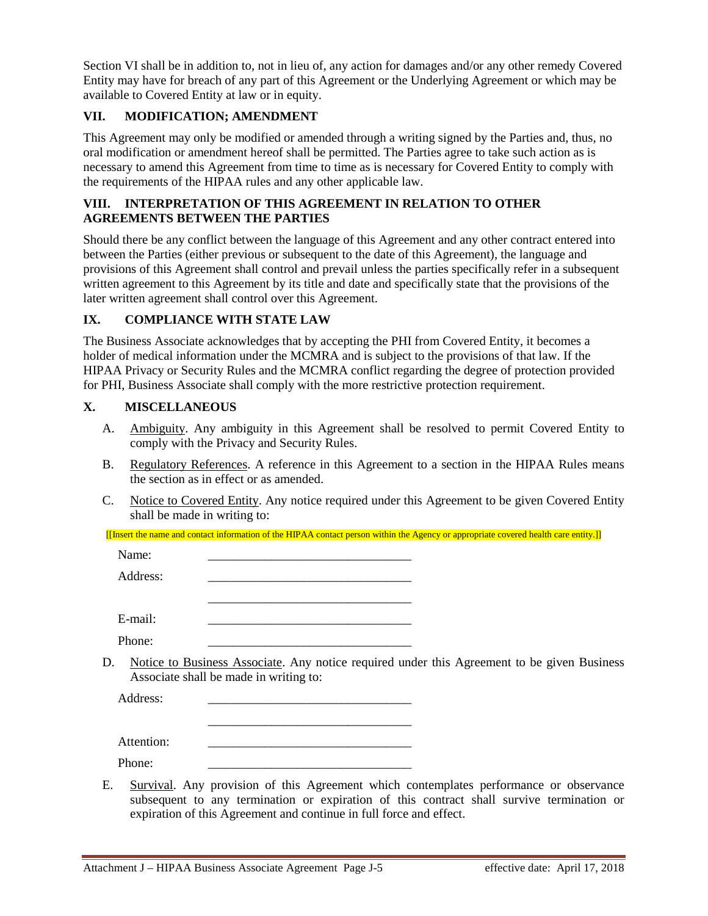Section VI shall be in addition to, not in lieu of, any action for damages and/or any other remedy Covered Entity may have for breach of any part of this Agreement or the Underlying Agreement or which may be available to Covered Entity at law or in equity.

## VII. MODIFICATION; AMENDMENT

This Agreement may only be modified or amended through a writing signed by the Parties and, thus, no oral modification or amendment hereof shall be permitted. The Parties agree to take such action as is necessary to amend this Agreement from time to time as is necessary for Covered Entity to comply with the requirements of the HIPAA rules and any other applicable law.

## VIII. INTERPRETATION OF THIS AGREEMENT IN RELATION TO OTHER AGREEMENTS BETWEEN THE PARTIES

Should there be any conflict between the language of this Agreement and any other contract entered into between the Parties (either previous or subsequent to the date of this Agreement), the language and provisions of this Agreement shall control and prevail unless the parties specifically refer in a subsequent written agreement to this Agreement by its title and date and specifically state that the provisions of the later written agreement shall control over this Agreement.

## IX. COMPLIANCE WITH STATE LAW

The Business Associate acknowledges that by accepting the PHI from Covered Entity, it becomes a holder of medical information under the MCMRA and is subject to the provisions of that law. If the HIPAA Privacy or Security Rules and the MCMRA conflict regarding the degree of protection provided for PHI, Business Associate shall comply with the more restrictive protection requirement.

## X. MISCELLANEOUS

A. Ambiguity. Any ambiguity in this Agreement shall be resolved to permit Covered Entity to comply with the Privacy and Security Rules.

B. Regulatory References. A reference in this Agreement to a section in the HIPAA Rules means the section as in effect or as amended.

C. Notice to Covered Entity. Any notice required under this Agreement to be given Covered Entity shall be made in writing to:

[[Insert the name and contact information of the HIPAA contact person within the Agency or appropriate covered health care entity.]]

Name: ________________________________

Address: ________________________________

________________________________

E-mail: ________________________________

Phone: ________________________________

D. Notice to Business Associate. Any notice required under this Agreement to be given Business Associate shall be made in writing to:

Address: ________________________________

________________________________

Attention: ________________________________

Phone: ________________________________

E. Survival. Any provision of this Agreement which contemplates performance or observance subsequent to any termination or expiration of this contract shall survive termination or expiration of this Agreement and continue in full force and effect.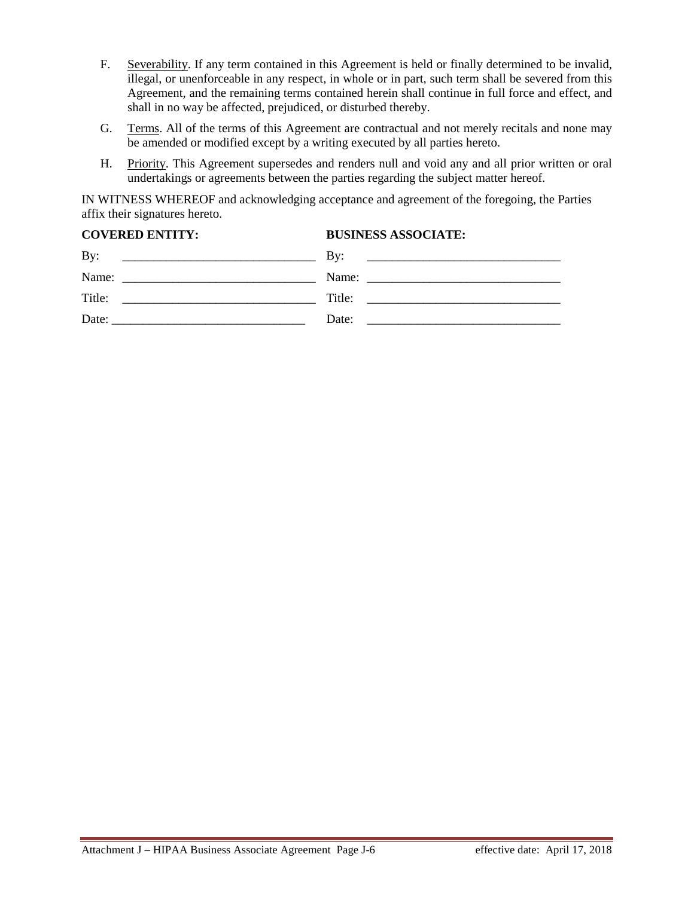F. Severability. If any term contained in this Agreement is held or finally determined to be invalid, illegal, or unenforceable in any respect, in whole or in part, such term shall be severed from this Agreement, and the remaining terms contained herein shall continue in full force and effect, and shall in no way be affected, prejudiced, or disturbed thereby.

G. Terms. All of the terms of this Agreement are contractual and not merely recitals and none may be amended or modified except by a writing executed by all parties hereto.

H. Priority. This Agreement supersedes and renders null and void any and all prior written or oral undertakings or agreements between the parties regarding the subject matter hereof.

IN WITNESS WHEREOF and acknowledging acceptance and agreement of the foregoing, the Parties affix their signatures hereto.

| **COVERED ENTITY:** | **BUSINESS ASSOCIATE:** |
|---|---|
| By: _______________________________ | By: _______________________________ |
| Name: _______________________________ | Name: _______________________________ |
| Title: _______________________________ | Title: _______________________________ |
| Date: _______________________________ | Date: _______________________________ |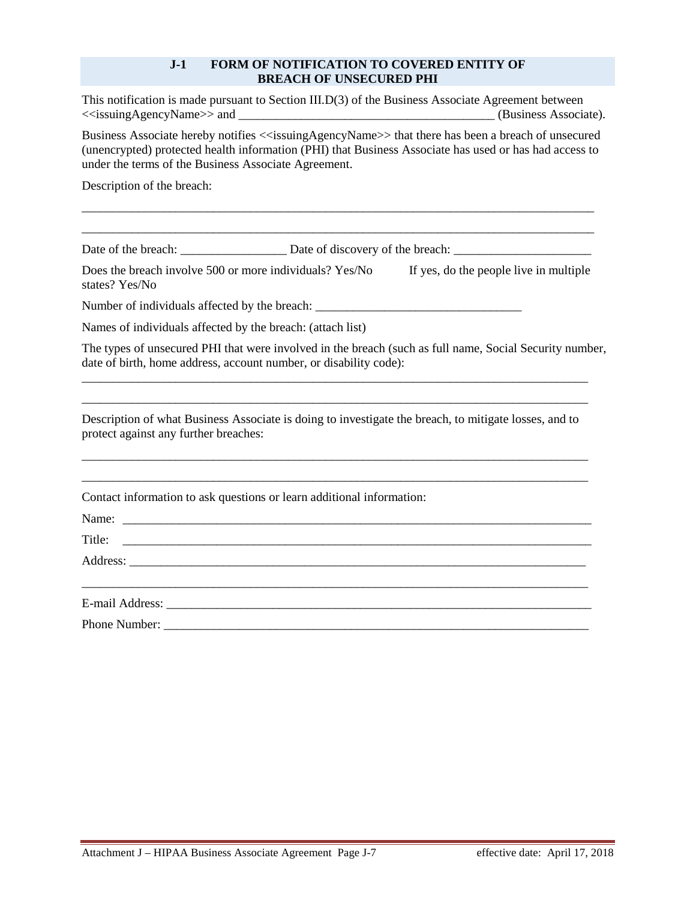## J-1 FORM OF NOTIFICATION TO COVERED ENTITY OF BREACH OF UNSECURED PHI

This notification is made pursuant to Section III.D(3) of the Business Associate Agreement between <<issuingAgencyName>> and __________________________________________ (Business Associate).

Business Associate hereby notifies <<issuingAgencyName>> that there has been a breach of unsecured (unencrypted) protected health information (PHI) that Business Associate has used or has had access to under the terms of the Business Associate Agreement.

Description of the breach:

_____________________________________________________________________________________

_____________________________________________________________________________________

Date of the breach: _________________ Date of discovery of the breach: ______________________

Does the breach involve 500 or more individuals? Yes/No If yes, do the people live in multiple states? Yes/No

Number of individuals affected by the breach: ________________________________

Names of individuals affected by the breach: (attach list)

The types of unsecured PHI that were involved in the breach (such as full name, Social Security number, date of birth, home address, account number, or disability code):

_____________________________________________________________________________________

_____________________________________________________________________________________

Description of what Business Associate is doing to investigate the breach, to mitigate losses, and to protect against any further breaches:

_____________________________________________________________________________________

_____________________________________________________________________________________

Contact information to ask questions or learn additional information:

Name: _______________________________________________________________________________

Title: _______________________________________________________________________________

Address: _____________________________________________________________________________

_____________________________________________________________________________________

E-mail Address: ______________________________________________________________________

Phone Number: _______________________________________________________________________